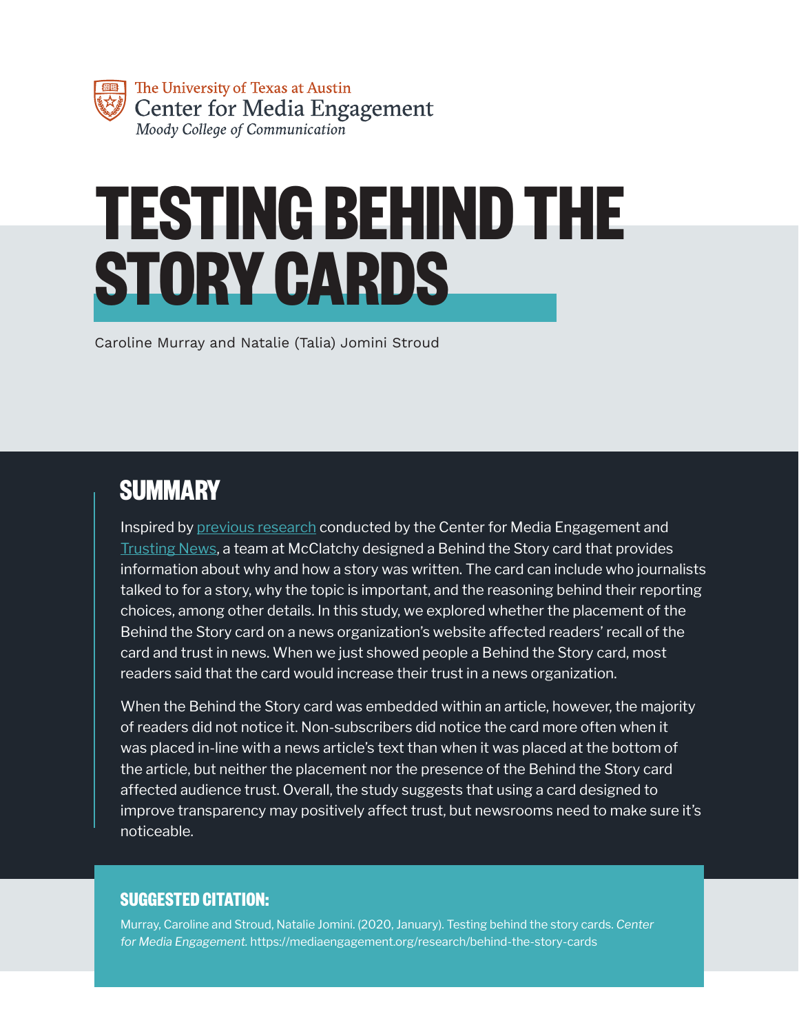The University of Texas at Austin
Center for Media Engagement
*Moody College of Communication*

# TESTING BEHIND THE STORY CARDS

Caroline Murray and Natalie (Talia) Jomini Stroud

## SUMMARY

Inspired by previous research conducted by the Center for Media Engagement and Trusting News, a team at McClatchy designed a Behind the Story card that provides information about why and how a story was written. The card can include who journalists talked to for a story, why the topic is important, and the reasoning behind their reporting choices, among other details. In this study, we explored whether the placement of the Behind the Story card on a news organization's website affected readers' recall of the card and trust in news. When we just showed people a Behind the Story card, most readers said that the card would increase their trust in a news organization.

When the Behind the Story card was embedded within an article, however, the majority of readers did not notice it. Non-subscribers did notice the card more often when it was placed in-line with a news article's text than when it was placed at the bottom of the article, but neither the placement nor the presence of the Behind the Story card affected audience trust. Overall, the study suggests that using a card designed to improve transparency may positively affect trust, but newsrooms need to make sure it's noticeable.

### SUGGESTED CITATION:

Murray, Caroline and Stroud, Natalie Jomini. (2020, January). Testing behind the story cards. *Center for Media Engagement.* https://mediaengagement.org/research/behind-the-story-cards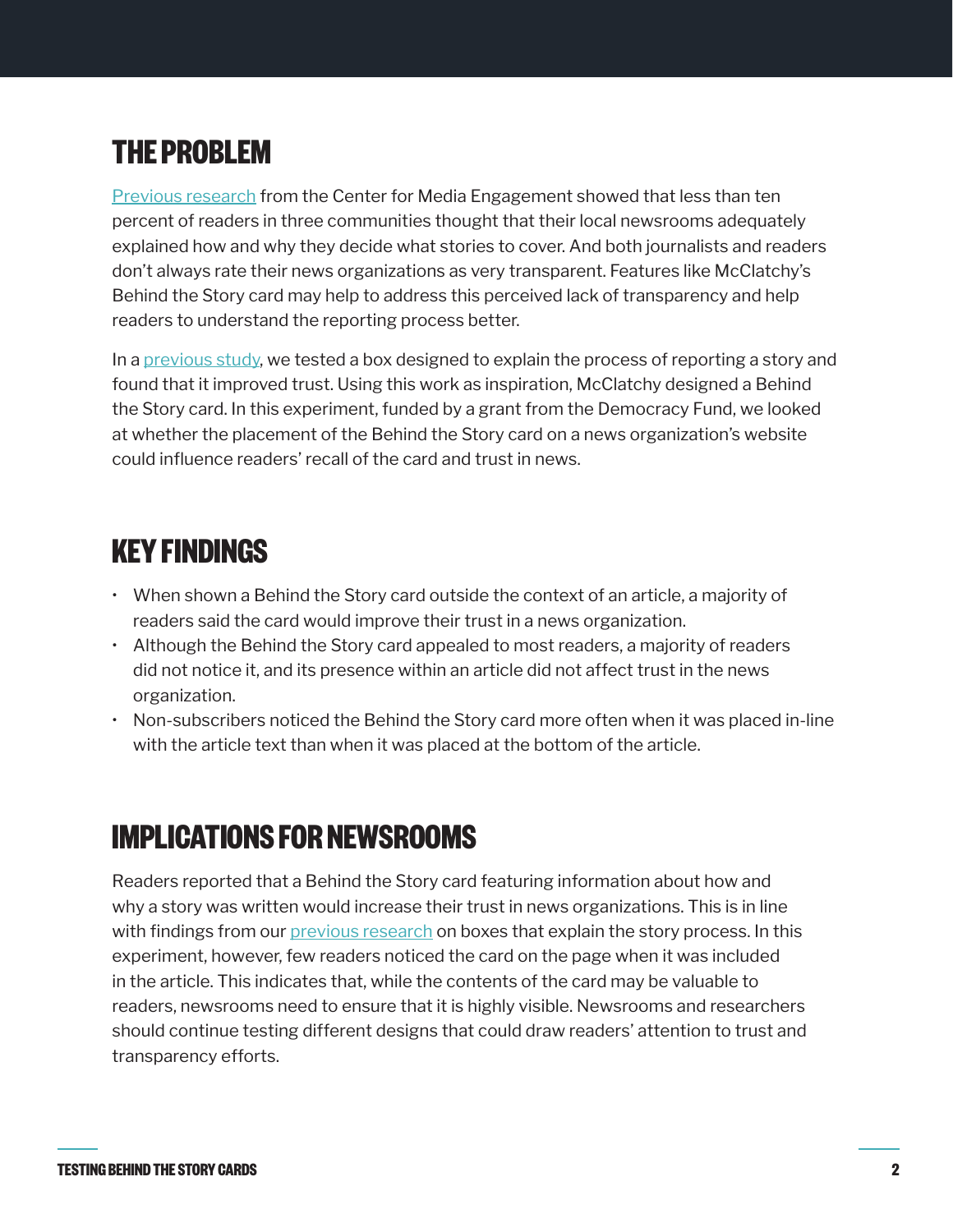## THE PROBLEM

Previous research from the Center for Media Engagement showed that less than ten percent of readers in three communities thought that their local newsrooms adequately explained how and why they decide what stories to cover. And both journalists and readers don't always rate their news organizations as very transparent. Features like McClatchy's Behind the Story card may help to address this perceived lack of transparency and help readers to understand the reporting process better.

In a previous study, we tested a box designed to explain the process of reporting a story and found that it improved trust. Using this work as inspiration, McClatchy designed a Behind the Story card. In this experiment, funded by a grant from the Democracy Fund, we looked at whether the placement of the Behind the Story card on a news organization's website could influence readers' recall of the card and trust in news.

## KEY FINDINGS

- When shown a Behind the Story card outside the context of an article, a majority of readers said the card would improve their trust in a news organization.
- Although the Behind the Story card appealed to most readers, a majority of readers did not notice it, and its presence within an article did not affect trust in the news organization.
- Non-subscribers noticed the Behind the Story card more often when it was placed in-line with the article text than when it was placed at the bottom of the article.

## IMPLICATIONS FOR NEWSROOMS

Readers reported that a Behind the Story card featuring information about how and why a story was written would increase their trust in news organizations. This is in line with findings from our previous research on boxes that explain the story process. In this experiment, however, few readers noticed the card on the page when it was included in the article. This indicates that, while the contents of the card may be valuable to readers, newsrooms need to ensure that it is highly visible. Newsrooms and researchers should continue testing different designs that could draw readers' attention to trust and transparency efforts.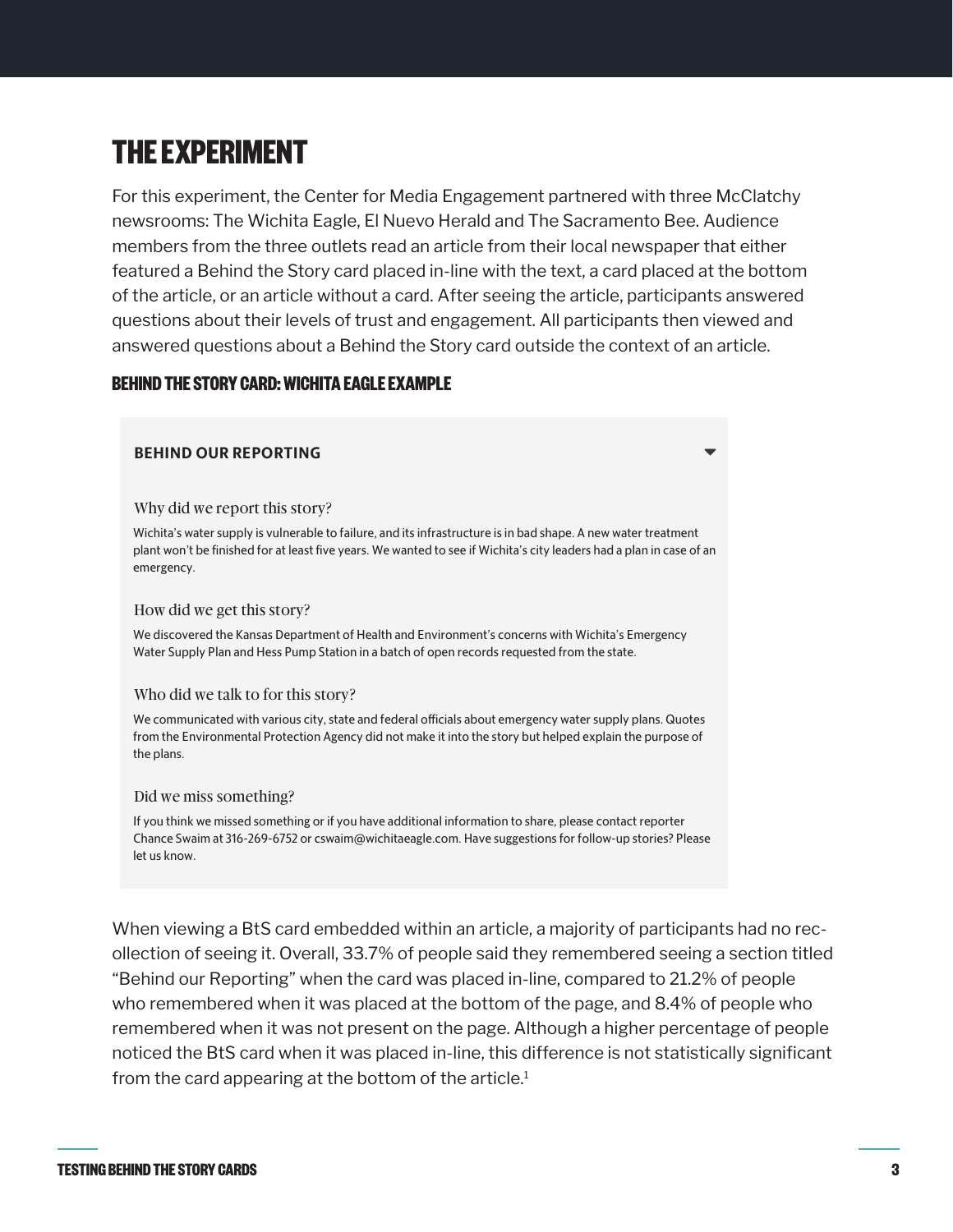# THE EXPERIMENT

For this experiment, the Center for Media Engagement partnered with three McClatchy newsrooms: The Wichita Eagle, El Nuevo Herald and The Sacramento Bee. Audience members from the three outlets read an article from their local newspaper that either featured a Behind the Story card placed in-line with the text, a card placed at the bottom of the article, or an article without a card. After seeing the article, participants answered questions about their levels of trust and engagement. All participants then viewed and answered questions about a Behind the Story card outside the context of an article.

### BEHIND THE STORY CARD: WICHITA EAGLE EXAMPLE

**BEHIND OUR REPORTING**

Why did we report this story?

Wichita's water supply is vulnerable to failure, and its infrastructure is in bad shape. A new water treatment plant won't be finished for at least five years. We wanted to see if Wichita's city leaders had a plan in case of an emergency.

How did we get this story?

We discovered the Kansas Department of Health and Environment's concerns with Wichita's Emergency Water Supply Plan and Hess Pump Station in a batch of open records requested from the state.

Who did we talk to for this story?

We communicated with various city, state and federal officials about emergency water supply plans. Quotes from the Environmental Protection Agency did not make it into the story but helped explain the purpose of the plans.

Did we miss something?

If you think we missed something or if you have additional information to share, please contact reporter Chance Swaim at 316-269-6752 or cswaim@wichitaeagle.com. Have suggestions for follow-up stories? Please let us know.

When viewing a BtS card embedded within an article, a majority of participants had no recollection of seeing it. Overall, 33.7% of people said they remembered seeing a section titled "Behind our Reporting" when the card was placed in-line, compared to 21.2% of people who remembered when it was placed at the bottom of the page, and 8.4% of people who remembered when it was not present on the page. Although a higher percentage of people noticed the BtS card when it was placed in-line, this difference is not statistically significant from the card appearing at the bottom of the article.[1]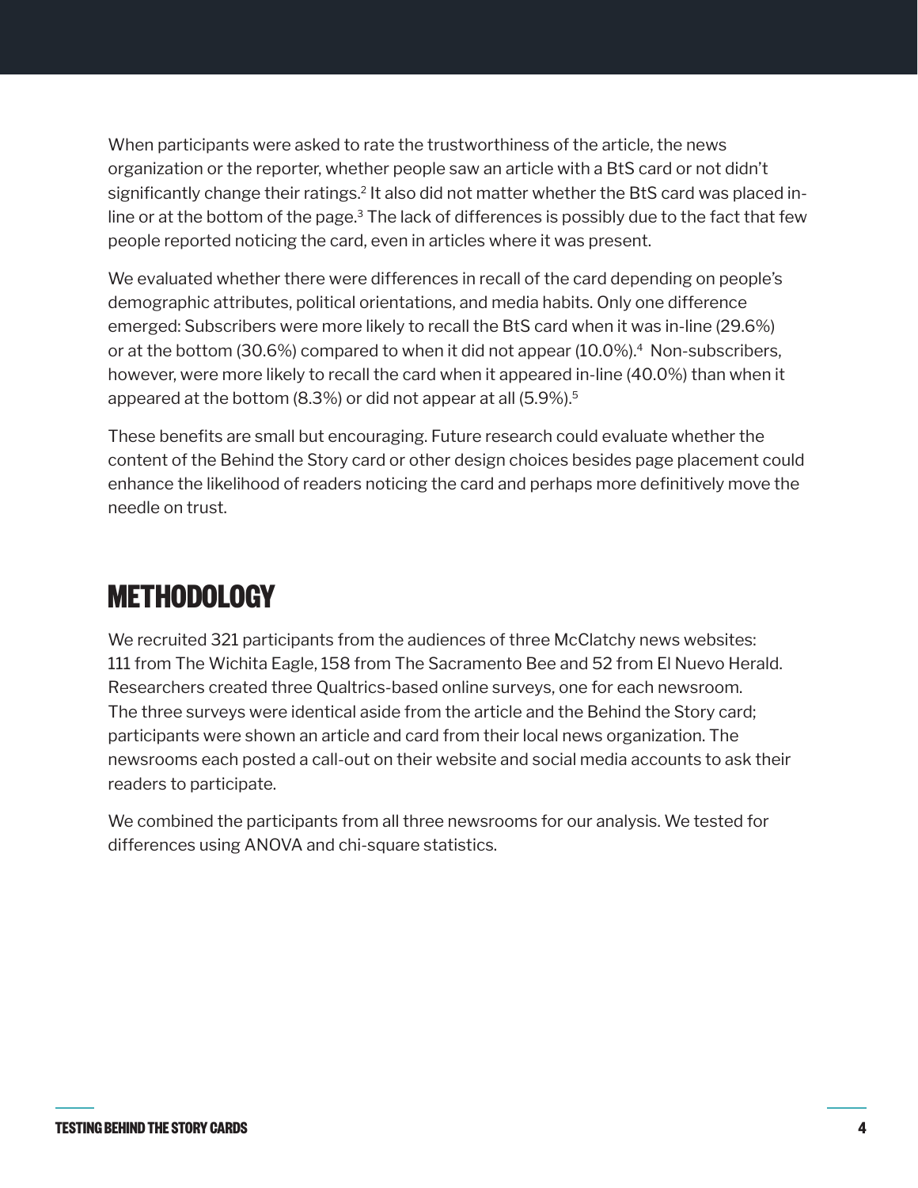When participants were asked to rate the trustworthiness of the article, the news organization or the reporter, whether people saw an article with a BtS card or not didn't significantly change their ratings.[2] It also did not matter whether the BtS card was placed in-line or at the bottom of the page.[3] The lack of differences is possibly due to the fact that few people reported noticing the card, even in articles where it was present.

We evaluated whether there were differences in recall of the card depending on people's demographic attributes, political orientations, and media habits. Only one difference emerged: Subscribers were more likely to recall the BtS card when it was in-line (29.6%) or at the bottom (30.6%) compared to when it did not appear (10.0%).[4] Non-subscribers, however, were more likely to recall the card when it appeared in-line (40.0%) than when it appeared at the bottom (8.3%) or did not appear at all (5.9%).[5]

These benefits are small but encouraging. Future research could evaluate whether the content of the Behind the Story card or other design choices besides page placement could enhance the likelihood of readers noticing the card and perhaps more definitively move the needle on trust.

## METHODOLOGY

We recruited 321 participants from the audiences of three McClatchy news websites: 111 from The Wichita Eagle, 158 from The Sacramento Bee and 52 from El Nuevo Herald. Researchers created three Qualtrics-based online surveys, one for each newsroom. The three surveys were identical aside from the article and the Behind the Story card; participants were shown an article and card from their local news organization. The newsrooms each posted a call-out on their website and social media accounts to ask their readers to participate.

We combined the participants from all three newsrooms for our analysis. We tested for differences using ANOVA and chi-square statistics.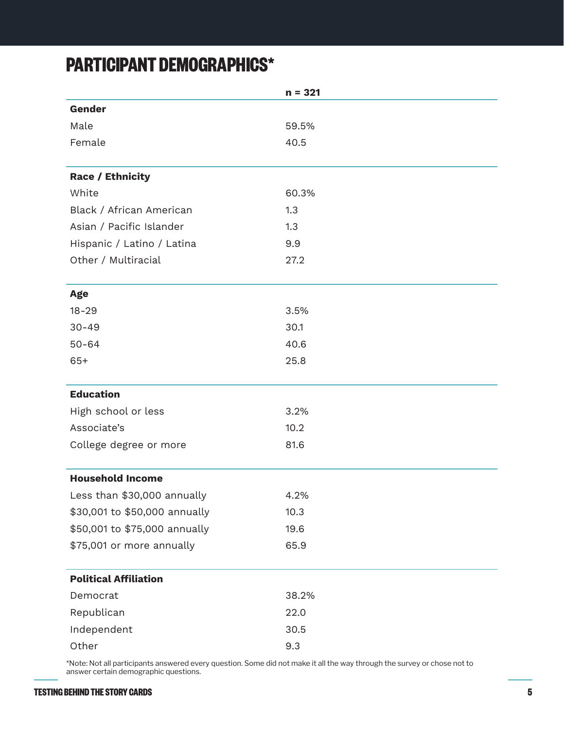# PARTICIPANT DEMOGRAPHICS*

| | n = 321 |
|---|---|
| **Gender** | |
| Male | 59.5% |
| Female | 40.5 |
| **Race / Ethnicity** | |
| White | 60.3% |
| Black / African American | 1.3 |
| Asian / Pacific Islander | 1.3 |
| Hispanic / Latino / Latina | 9.9 |
| Other / Multiracial | 27.2 |
| **Age** | |
| 18-29 | 3.5% |
| 30-49 | 30.1 |
| 50-64 | 40.6 |
| 65+ | 25.8 |
| **Education** | |
| High school or less | 3.2% |
| Associate's | 10.2 |
| College degree or more | 81.6 |
| **Household Income** | |
| Less than $30,000 annually | 4.2% |
| $30,001 to $50,000 annually | 10.3 |
| $50,001 to $75,000 annually | 19.6 |
| $75,001 or more annually | 65.9 |
| **Political Affiliation** | |
| Democrat | 38.2% |
| Republican | 22.0 |
| Independent | 30.5 |
| Other | 9.3 |

*Note: Not all participants answered every question. Some did not make it all the way through the survey or chose not to answer certain demographic questions.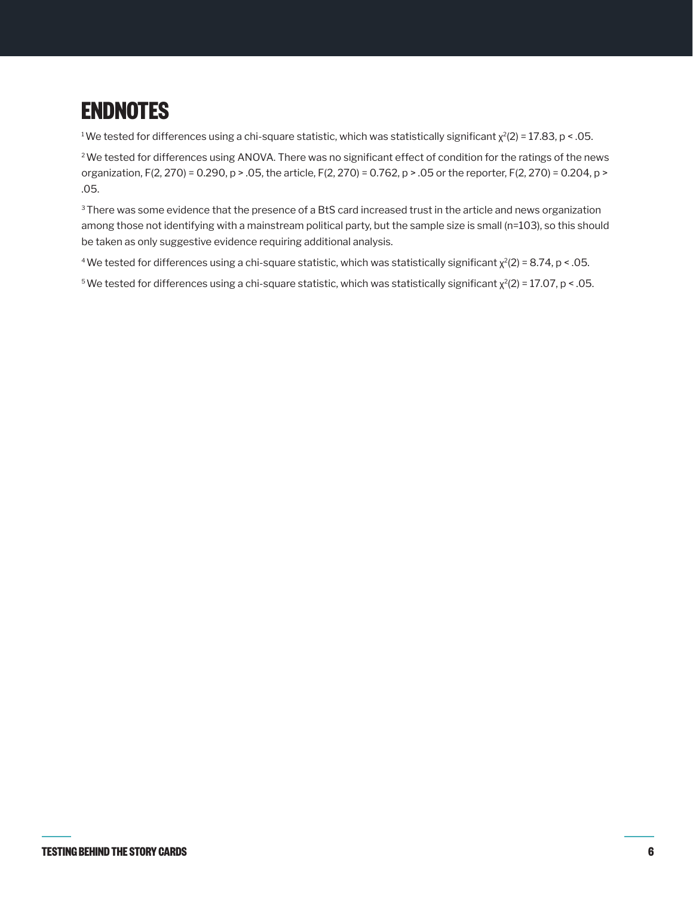# ENDNOTES

[1] We tested for differences using a chi-square statistic, which was statistically significant $\chi^2(2) = 17.83$, $p < .05$.

[2] We tested for differences using ANOVA. There was no significant effect of condition for the ratings of the news organization, $F(2, 270) = 0.290$, $p > .05$, the article, $F(2, 270) = 0.762$, $p > .05$ or the reporter, $F(2, 270) = 0.204$, $p > .05$.

[3] There was some evidence that the presence of a BtS card increased trust in the article and news organization among those not identifying with a mainstream political party, but the sample size is small (n=103), so this should be taken as only suggestive evidence requiring additional analysis.

[4] We tested for differences using a chi-square statistic, which was statistically significant $\chi^2(2) = 8.74$, $p < .05$.

[5] We tested for differences using a chi-square statistic, which was statistically significant $\chi^2(2) = 17.07$, $p < .05$.